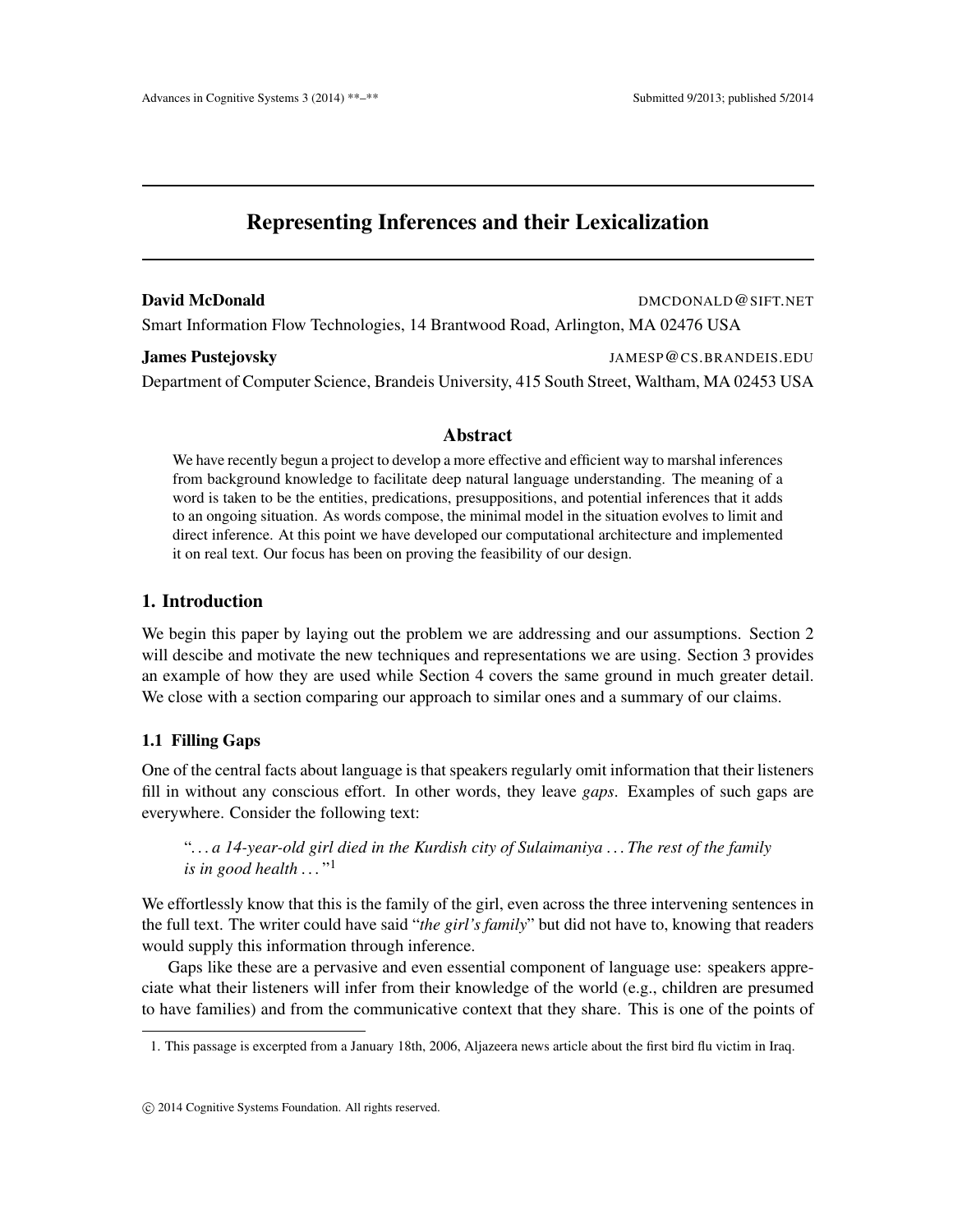# Representing Inferences and their Lexicalization

**David McDonald** DMCDONALD@SIFT.NET
Smart Information Flow Technologies, 14 Brantwood Road, Arlington, MA 02476 USA

**James Pustejovsky** JAMESP@CS.BRANDEIS.EDU
Department of Computer Science, Brandeis University, 415 South Street, Waltham, MA 02453 USA

## Abstract

We have recently begun a project to develop a more effective and efficient way to marshal inferences from background knowledge to facilitate deep natural language understanding. The meaning of a word is taken to be the entities, predications, presuppositions, and potential inferences that it adds to an ongoing situation. As words compose, the minimal model in the situation evolves to limit and direct inference. At this point we have developed our computational architecture and implemented it on real text. Our focus has been on proving the feasibility of our design.

## 1. Introduction

We begin this paper by laying out the problem we are addressing and our assumptions. Section 2 will descibe and motivate the new techniques and representations we are using. Section 3 provides an example of how they are used while Section 4 covers the same ground in much greater detail. We close with a section comparing our approach to similar ones and a summary of our claims.

### 1.1 Filling Gaps

One of the central facts about language is that speakers regularly omit information that their listeners fill in without any conscious effort. In other words, they leave *gaps*. Examples of such gaps are everywhere. Consider the following text:

> "*. . . a 14-year-old girl died in the Kurdish city of Sulaimaniya . . . The rest of the family is in good health . . .*"[1]

We effortlessly know that this is the family of the girl, even across the three intervening sentences in the full text. The writer could have said "*the girl's family*" but did not have to, knowing that readers would supply this information through inference.

Gaps like these are a pervasive and even essential component of language use: speakers appreciate what their listeners will infer from their knowledge of the world (e.g., children are presumed to have families) and from the communicative context that they share. This is one of the points of

1. This passage is excerpted from a January 18th, 2006, Aljazeera news article about the first bird flu victim in Iraq.

© 2014 Cognitive Systems Foundation. All rights reserved.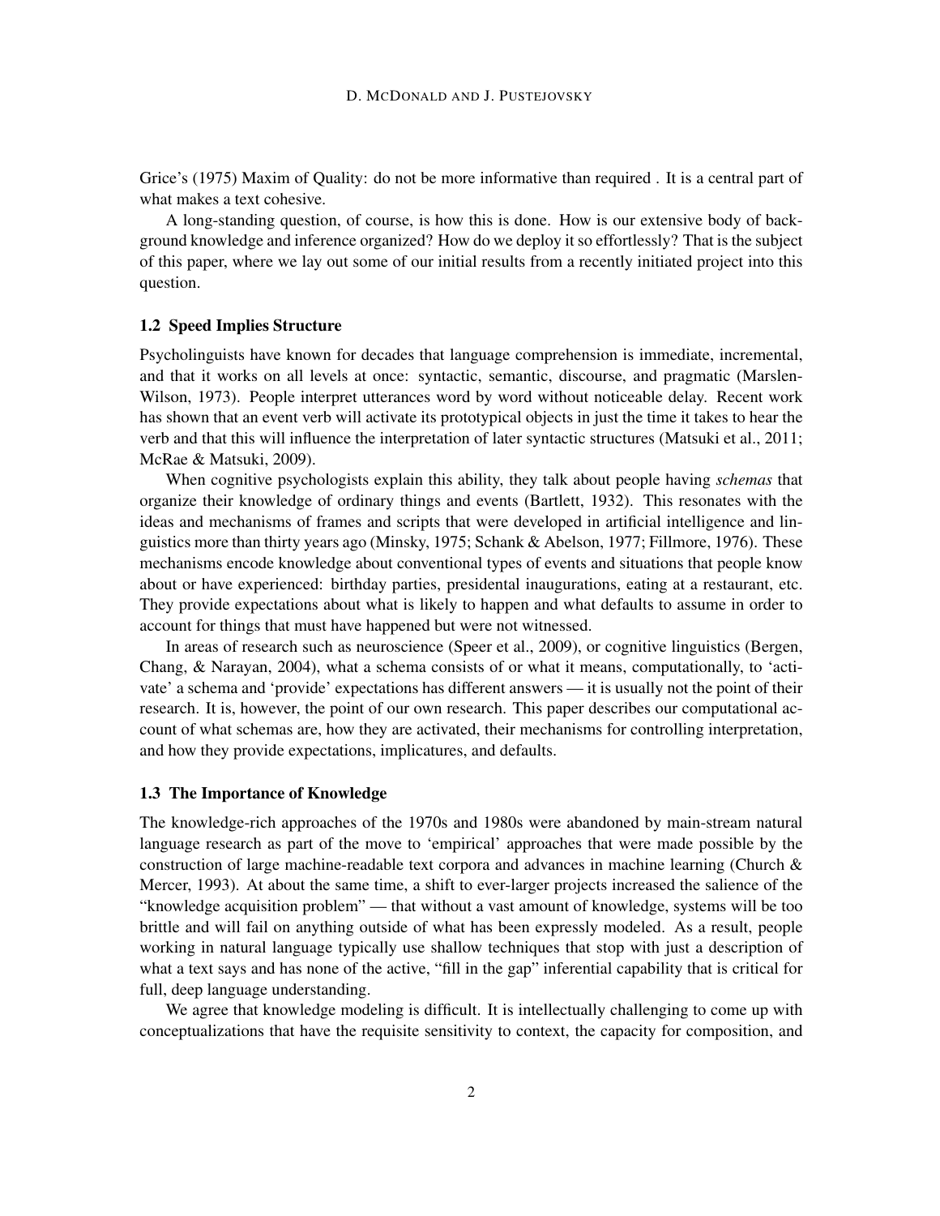Grice's (1975) Maxim of Quality: do not be more informative than required . It is a central part of what makes a text cohesive.

A long-standing question, of course, is how this is done. How is our extensive body of background knowledge and inference organized? How do we deploy it so effortlessly? That is the subject of this paper, where we lay out some of our initial results from a recently initiated project into this question.

### 1.2 Speed Implies Structure

Psycholinguists have known for decades that language comprehension is immediate, incremental, and that it works on all levels at once: syntactic, semantic, discourse, and pragmatic (Marslen-Wilson, 1973). People interpret utterances word by word without noticeable delay. Recent work has shown that an event verb will activate its prototypical objects in just the time it takes to hear the verb and that this will influence the interpretation of later syntactic structures (Matsuki et al., 2011; McRae & Matsuki, 2009).

When cognitive psychologists explain this ability, they talk about people having *schemas* that organize their knowledge of ordinary things and events (Bartlett, 1932). This resonates with the ideas and mechanisms of frames and scripts that were developed in artificial intelligence and linguistics more than thirty years ago (Minsky, 1975; Schank & Abelson, 1977; Fillmore, 1976). These mechanisms encode knowledge about conventional types of events and situations that people know about or have experienced: birthday parties, presidental inaugurations, eating at a restaurant, etc. They provide expectations about what is likely to happen and what defaults to assume in order to account for things that must have happened but were not witnessed.

In areas of research such as neuroscience (Speer et al., 2009), or cognitive linguistics (Bergen, Chang, & Narayan, 2004), what a schema consists of or what it means, computationally, to 'activate' a schema and 'provide' expectations has different answers — it is usually not the point of their research. It is, however, the point of our own research. This paper describes our computational account of what schemas are, how they are activated, their mechanisms for controlling interpretation, and how they provide expectations, implicatures, and defaults.

### 1.3 The Importance of Knowledge

The knowledge-rich approaches of the 1970s and 1980s were abandoned by main-stream natural language research as part of the move to 'empirical' approaches that were made possible by the construction of large machine-readable text corpora and advances in machine learning (Church & Mercer, 1993). At about the same time, a shift to ever-larger projects increased the salience of the "knowledge acquisition problem" — that without a vast amount of knowledge, systems will be too brittle and will fail on anything outside of what has been expressly modeled. As a result, people working in natural language typically use shallow techniques that stop with just a description of what a text says and has none of the active, "fill in the gap" inferential capability that is critical for full, deep language understanding.

We agree that knowledge modeling is difficult. It is intellectually challenging to come up with conceptualizations that have the requisite sensitivity to context, the capacity for composition, and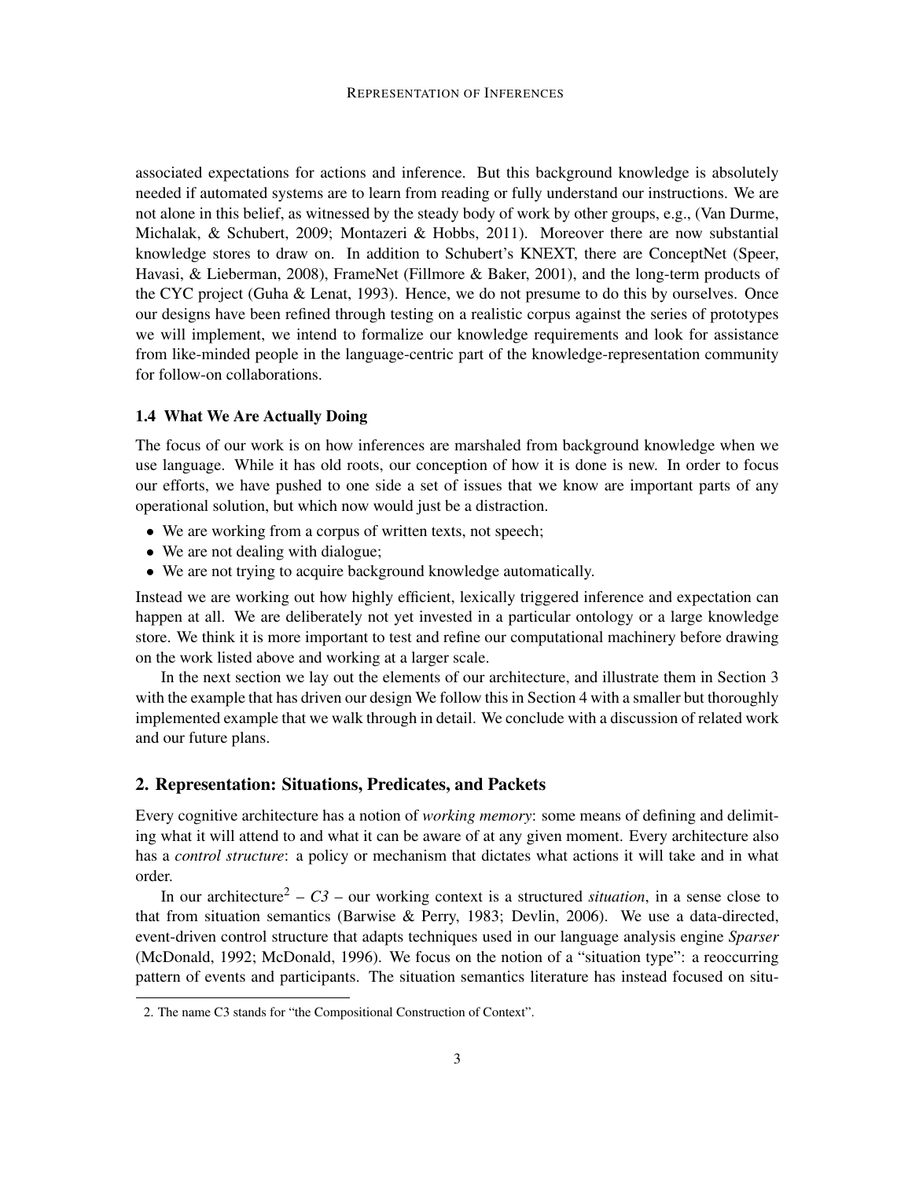associated expectations for actions and inference. But this background knowledge is absolutely needed if automated systems are to learn from reading or fully understand our instructions. We are not alone in this belief, as witnessed by the steady body of work by other groups, e.g., (Van Durme, Michalak, & Schubert, 2009; Montazeri & Hobbs, 2011). Moreover there are now substantial knowledge stores to draw on. In addition to Schubert's KNEXT, there are ConceptNet (Speer, Havasi, & Lieberman, 2008), FrameNet (Fillmore & Baker, 2001), and the long-term products of the CYC project (Guha & Lenat, 1993). Hence, we do not presume to do this by ourselves. Once our designs have been refined through testing on a realistic corpus against the series of prototypes we will implement, we intend to formalize our knowledge requirements and look for assistance from like-minded people in the language-centric part of the knowledge-representation community for follow-on collaborations.

### 1.4 What We Are Actually Doing

The focus of our work is on how inferences are marshaled from background knowledge when we use language. While it has old roots, our conception of how it is done is new. In order to focus our efforts, we have pushed to one side a set of issues that we know are important parts of any operational solution, but which now would just be a distraction.

- We are working from a corpus of written texts, not speech;
- We are not dealing with dialogue;
- We are not trying to acquire background knowledge automatically.

Instead we are working out how highly efficient, lexically triggered inference and expectation can happen at all. We are deliberately not yet invested in a particular ontology or a large knowledge store. We think it is more important to test and refine our computational machinery before drawing on the work listed above and working at a larger scale.

In the next section we lay out the elements of our architecture, and illustrate them in Section 3 with the example that has driven our design We follow this in Section 4 with a smaller but thoroughly implemented example that we walk through in detail. We conclude with a discussion of related work and our future plans.

## 2. Representation: Situations, Predicates, and Packets

Every cognitive architecture has a notion of *working memory*: some means of defining and delimiting what it will attend to and what it can be aware of at any given moment. Every architecture also has a *control structure*: a policy or mechanism that dictates what actions it will take and in what order.

In our architecture[2] – *C3* – our working context is a structured *situation*, in a sense close to that from situation semantics (Barwise & Perry, 1983; Devlin, 2006). We use a data-directed, event-driven control structure that adapts techniques used in our language analysis engine *Sparser* (McDonald, 1992; McDonald, 1996). We focus on the notion of a "situation type": a reoccurring pattern of events and participants. The situation semantics literature has instead focused on situ-

2. The name C3 stands for "the Compositional Construction of Context".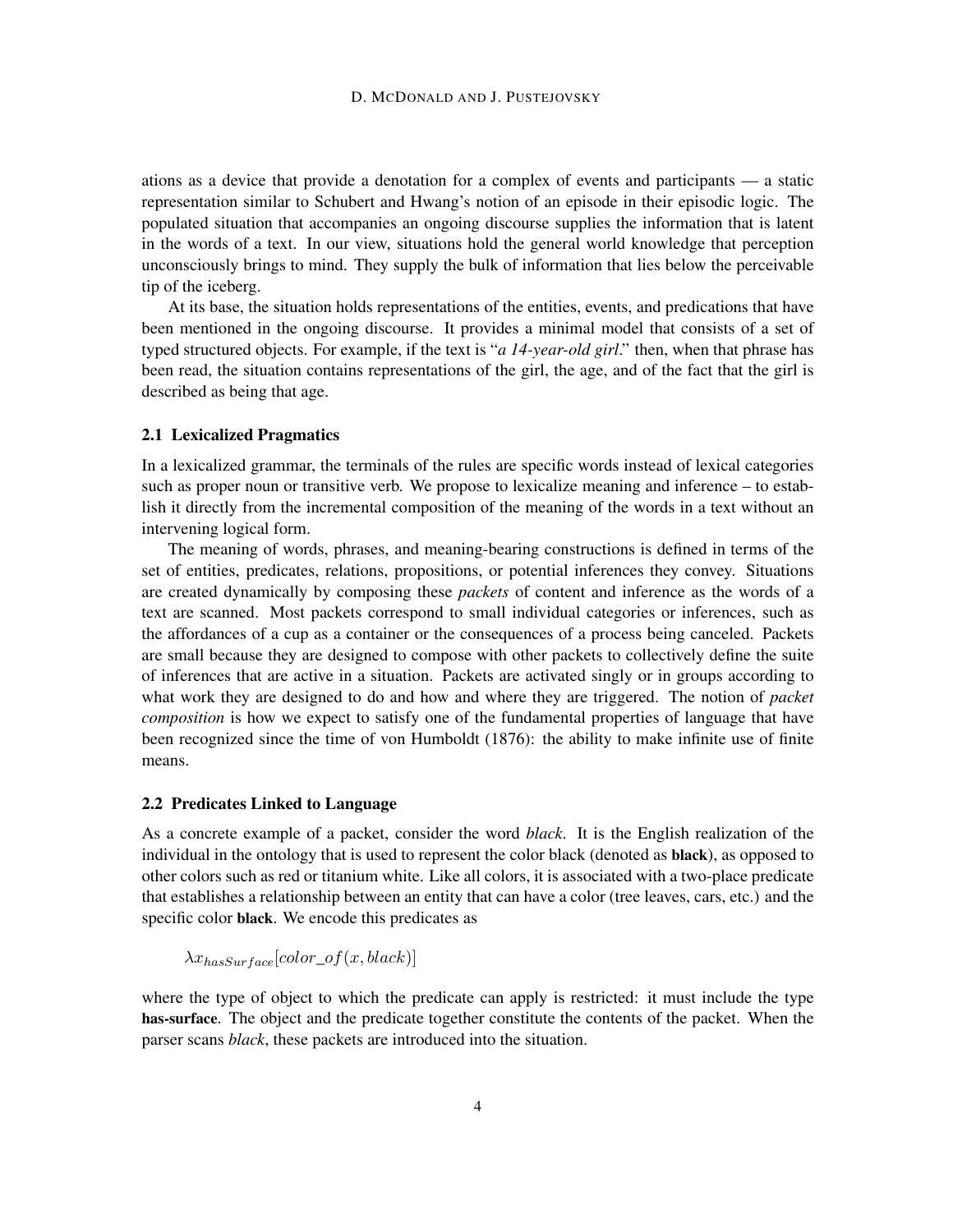ations as a device that provide a denotation for a complex of events and participants — a static representation similar to Schubert and Hwang's notion of an episode in their episodic logic. The populated situation that accompanies an ongoing discourse supplies the information that is latent in the words of a text. In our view, situations hold the general world knowledge that perception unconsciously brings to mind. They supply the bulk of information that lies below the perceivable tip of the iceberg.

At its base, the situation holds representations of the entities, events, and predications that have been mentioned in the ongoing discourse. It provides a minimal model that consists of a set of typed structured objects. For example, if the text is "*a 14-year-old girl*." then, when that phrase has been read, the situation contains representations of the girl, the age, and of the fact that the girl is described as being that age.

### 2.1 Lexicalized Pragmatics

In a lexicalized grammar, the terminals of the rules are specific words instead of lexical categories such as proper noun or transitive verb. We propose to lexicalize meaning and inference – to establish it directly from the incremental composition of the meaning of the words in a text without an intervening logical form.

The meaning of words, phrases, and meaning-bearing constructions is defined in terms of the set of entities, predicates, relations, propositions, or potential inferences they convey. Situations are created dynamically by composing these *packets* of content and inference as the words of a text are scanned. Most packets correspond to small individual categories or inferences, such as the affordances of a cup as a container or the consequences of a process being canceled. Packets are small because they are designed to compose with other packets to collectively define the suite of inferences that are active in a situation. Packets are activated singly or in groups according to what work they are designed to do and how and where they are triggered. The notion of *packet composition* is how we expect to satisfy one of the fundamental properties of language that have been recognized since the time of von Humboldt (1876): the ability to make infinite use of finite means.

### 2.2 Predicates Linked to Language

As a concrete example of a packet, consider the word *black*. It is the English realization of the individual in the ontology that is used to represent the color black (denoted as **black**), as opposed to other colors such as red or titanium white. Like all colors, it is associated with a two-place predicate that establishes a relationship between an entity that can have a color (tree leaves, cars, etc.) and the specific color **black**. We encode this predicates as

$$\lambda x_{hasSurface}[color\_of(x, black)]$$

where the type of object to which the predicate can apply is restricted: it must include the type **has-surface**. The object and the predicate together constitute the contents of the packet. When the parser scans *black*, these packets are introduced into the situation.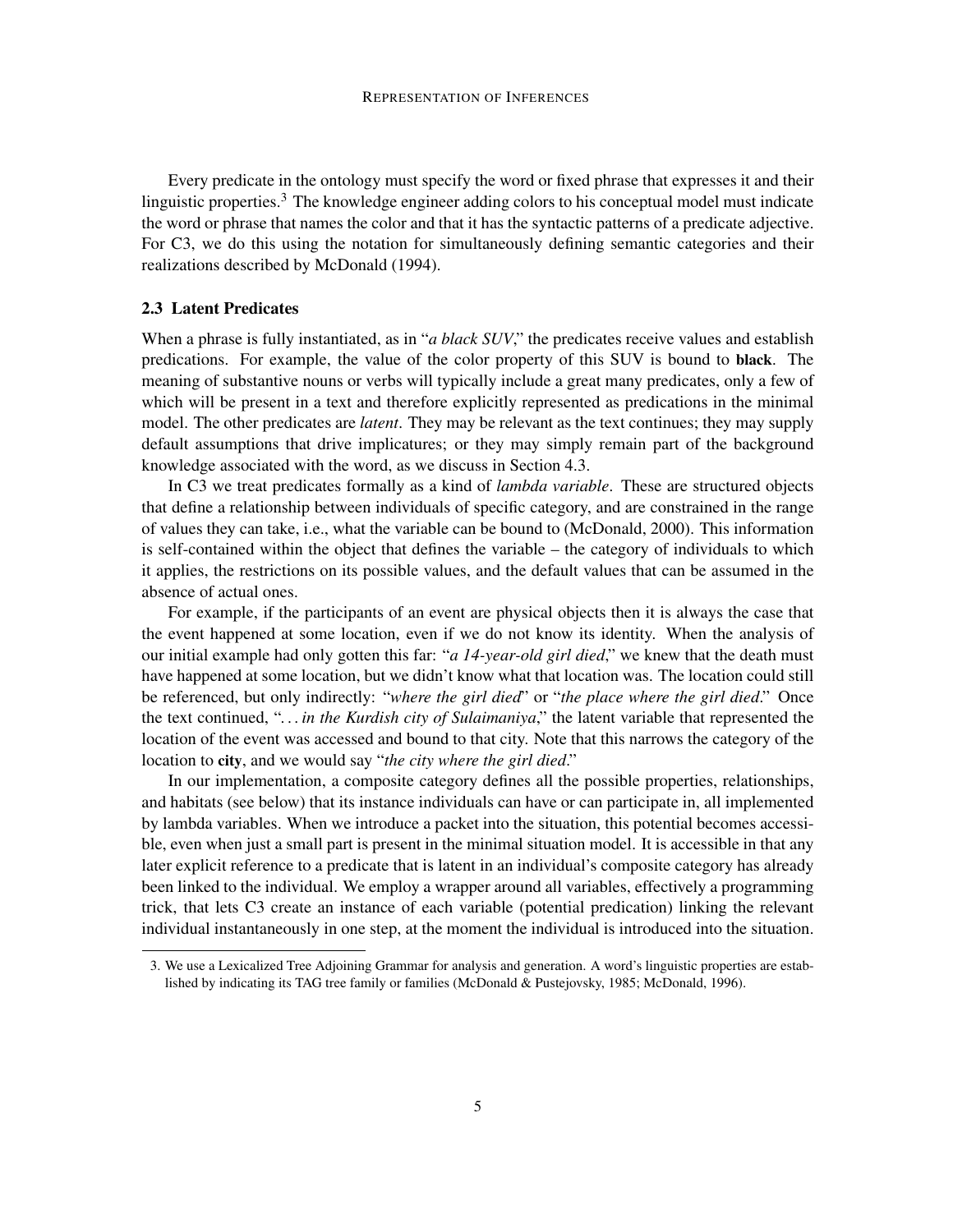Every predicate in the ontology must specify the word or fixed phrase that expresses it and their linguistic properties.[3] The knowledge engineer adding colors to his conceptual model must indicate the word or phrase that names the color and that it has the syntactic patterns of a predicate adjective. For C3, we do this using the notation for simultaneously defining semantic categories and their realizations described by McDonald (1994).

### 2.3 Latent Predicates

When a phrase is fully instantiated, as in "*a black SUV*," the predicates receive values and establish predications. For example, the value of the color property of this SUV is bound to **black**. The meaning of substantive nouns or verbs will typically include a great many predicates, only a few of which will be present in a text and therefore explicitly represented as predications in the minimal model. The other predicates are *latent*. They may be relevant as the text continues; they may supply default assumptions that drive implicatures; or they may simply remain part of the background knowledge associated with the word, as we discuss in Section 4.3.

In C3 we treat predicates formally as a kind of *lambda variable*. These are structured objects that define a relationship between individuals of specific category, and are constrained in the range of values they can take, i.e., what the variable can be bound to (McDonald, 2000). This information is self-contained within the object that defines the variable – the category of individuals to which it applies, the restrictions on its possible values, and the default values that can be assumed in the absence of actual ones.

For example, if the participants of an event are physical objects then it is always the case that the event happened at some location, even if we do not know its identity. When the analysis of our initial example had only gotten this far: "*a 14-year-old girl died*," we knew that the death must have happened at some location, but we didn't know what that location was. The location could still be referenced, but only indirectly: "*where the girl died*" or "*the place where the girl died*." Once the text continued, "*. . . in the Kurdish city of Sulaimaniya*," the latent variable that represented the location of the event was accessed and bound to that city. Note that this narrows the category of the location to **city**, and we would say "*the city where the girl died*."

In our implementation, a composite category defines all the possible properties, relationships, and habitats (see below) that its instance individuals can have or can participate in, all implemented by lambda variables. When we introduce a packet into the situation, this potential becomes accessible, even when just a small part is present in the minimal situation model. It is accessible in that any later explicit reference to a predicate that is latent in an individual's composite category has already been linked to the individual. We employ a wrapper around all variables, effectively a programming trick, that lets C3 create an instance of each variable (potential predication) linking the relevant individual instantaneously in one step, at the moment the individual is introduced into the situation.

---

3. We use a Lexicalized Tree Adjoining Grammar for analysis and generation. A word's linguistic properties are established by indicating its TAG tree family or families (McDonald & Pustejovsky, 1985; McDonald, 1996).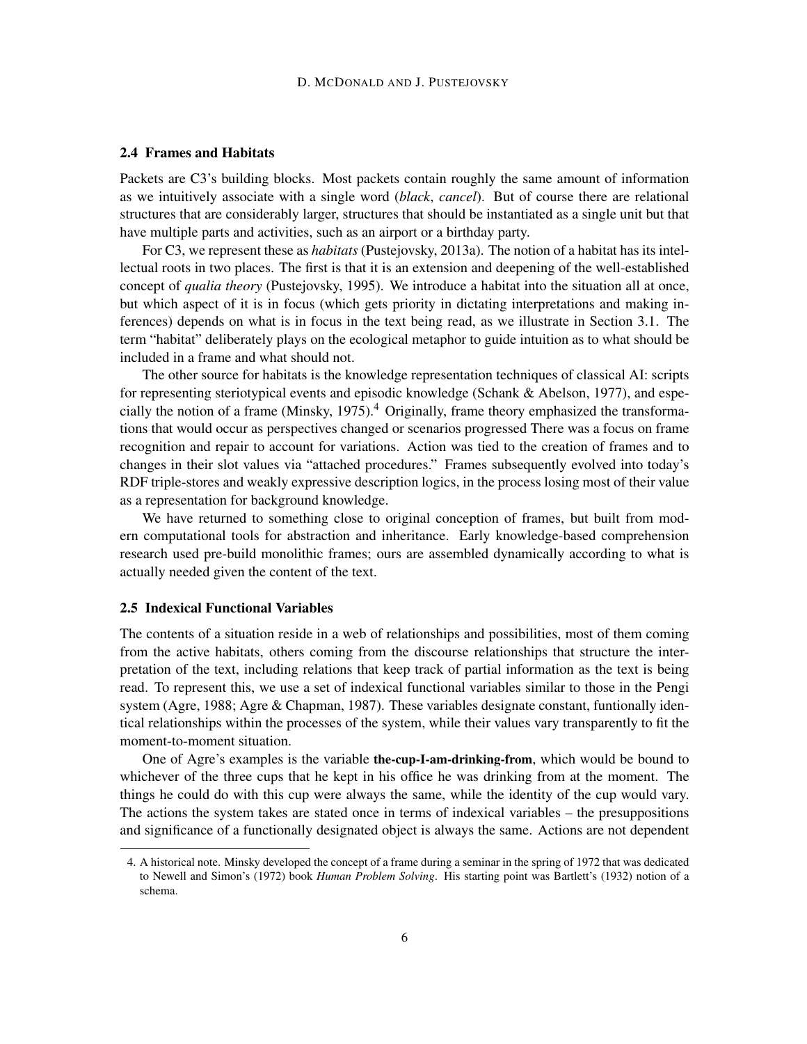## 2.4 Frames and Habitats

Packets are C3's building blocks. Most packets contain roughly the same amount of information as we intuitively associate with a single word (*black*, *cancel*). But of course there are relational structures that are considerably larger, structures that should be instantiated as a single unit but that have multiple parts and activities, such as an airport or a birthday party.

For C3, we represent these as *habitats* (Pustejovsky, 2013a). The notion of a habitat has its intellectual roots in two places. The first is that it is an extension and deepening of the well-established concept of *qualia theory* (Pustejovsky, 1995). We introduce a habitat into the situation all at once, but which aspect of it is in focus (which gets priority in dictating interpretations and making inferences) depends on what is in focus in the text being read, as we illustrate in Section 3.1. The term "habitat" deliberately plays on the ecological metaphor to guide intuition as to what should be included in a frame and what should not.

The other source for habitats is the knowledge representation techniques of classical AI: scripts for representing steriotypical events and episodic knowledge (Schank & Abelson, 1977), and especially the notion of a frame (Minsky, 1975).[4] Originally, frame theory emphasized the transformations that would occur as perspectives changed or scenarios progressed There was a focus on frame recognition and repair to account for variations. Action was tied to the creation of frames and to changes in their slot values via "attached procedures." Frames subsequently evolved into today's RDF triple-stores and weakly expressive description logics, in the process losing most of their value as a representation for background knowledge.

We have returned to something close to original conception of frames, but built from modern computational tools for abstraction and inheritance. Early knowledge-based comprehension research used pre-build monolithic frames; ours are assembled dynamically according to what is actually needed given the content of the text.

## 2.5 Indexical Functional Variables

The contents of a situation reside in a web of relationships and possibilities, most of them coming from the active habitats, others coming from the discourse relationships that structure the interpretation of the text, including relations that keep track of partial information as the text is being read. To represent this, we use a set of indexical functional variables similar to those in the Pengi system (Agre, 1988; Agre & Chapman, 1987). These variables designate constant, funtionally identical relationships within the processes of the system, while their values vary transparently to fit the moment-to-moment situation.

One of Agre's examples is the variable **the-cup-I-am-drinking-from**, which would be bound to whichever of the three cups that he kept in his office he was drinking from at the moment. The things he could do with this cup were always the same, while the identity of the cup would vary. The actions the system takes are stated once in terms of indexical variables – the presuppositions and significance of a functionally designated object is always the same. Actions are not dependent

---

4. A historical note. Minsky developed the concept of a frame during a seminar in the spring of 1972 that was dedicated to Newell and Simon's (1972) book *Human Problem Solving*. His starting point was Bartlett's (1932) notion of a schema.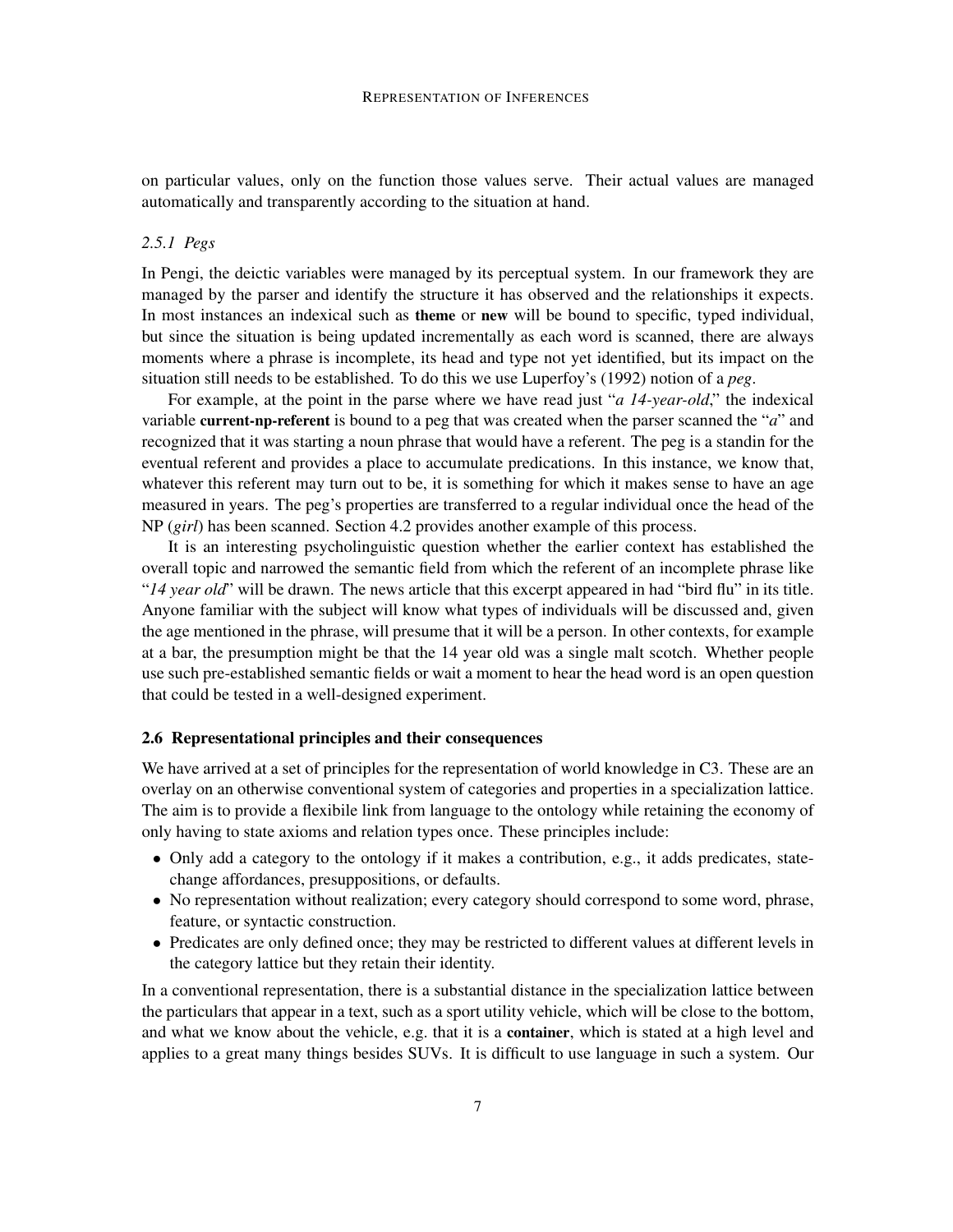on particular values, only on the function those values serve. Their actual values are managed automatically and transparently according to the situation at hand.

### *2.5.1 Pegs*

In Pengi, the deictic variables were managed by its perceptual system. In our framework they are managed by the parser and identify the structure it has observed and the relationships it expects. In most instances an indexical such as **theme** or **new** will be bound to specific, typed individual, but since the situation is being updated incrementally as each word is scanned, there are always moments where a phrase is incomplete, its head and type not yet identified, but its impact on the situation still needs to be established. To do this we use Luperfoy's (1992) notion of a *peg*.

For example, at the point in the parse where we have read just "*a 14-year-old*," the indexical variable **current-np-referent** is bound to a peg that was created when the parser scanned the "*a*" and recognized that it was starting a noun phrase that would have a referent. The peg is a standin for the eventual referent and provides a place to accumulate predications. In this instance, we know that, whatever this referent may turn out to be, it is something for which it makes sense to have an age measured in years. The peg's properties are transferred to a regular individual once the head of the NP (*girl*) has been scanned. Section 4.2 provides another example of this process.

It is an interesting psycholinguistic question whether the earlier context has established the overall topic and narrowed the semantic field from which the referent of an incomplete phrase like "*14 year old*" will be drawn. The news article that this excerpt appeared in had "bird flu" in its title. Anyone familiar with the subject will know what types of individuals will be discussed and, given the age mentioned in the phrase, will presume that it will be a person. In other contexts, for example at a bar, the presumption might be that the 14 year old was a single malt scotch. Whether people use such pre-established semantic fields or wait a moment to hear the head word is an open question that could be tested in a well-designed experiment.

## 2.6 Representational principles and their consequences

We have arrived at a set of principles for the representation of world knowledge in C3. These are an overlay on an otherwise conventional system of categories and properties in a specialization lattice. The aim is to provide a flexibile link from language to the ontology while retaining the economy of only having to state axioms and relation types once. These principles include:

- Only add a category to the ontology if it makes a contribution, e.g., it adds predicates, state-change affordances, presuppositions, or defaults.
- No representation without realization; every category should correspond to some word, phrase, feature, or syntactic construction.
- Predicates are only defined once; they may be restricted to different values at different levels in the category lattice but they retain their identity.

In a conventional representation, there is a substantial distance in the specialization lattice between the particulars that appear in a text, such as a sport utility vehicle, which will be close to the bottom, and what we know about the vehicle, e.g. that it is a **container**, which is stated at a high level and applies to a great many things besides SUVs. It is difficult to use language in such a system. Our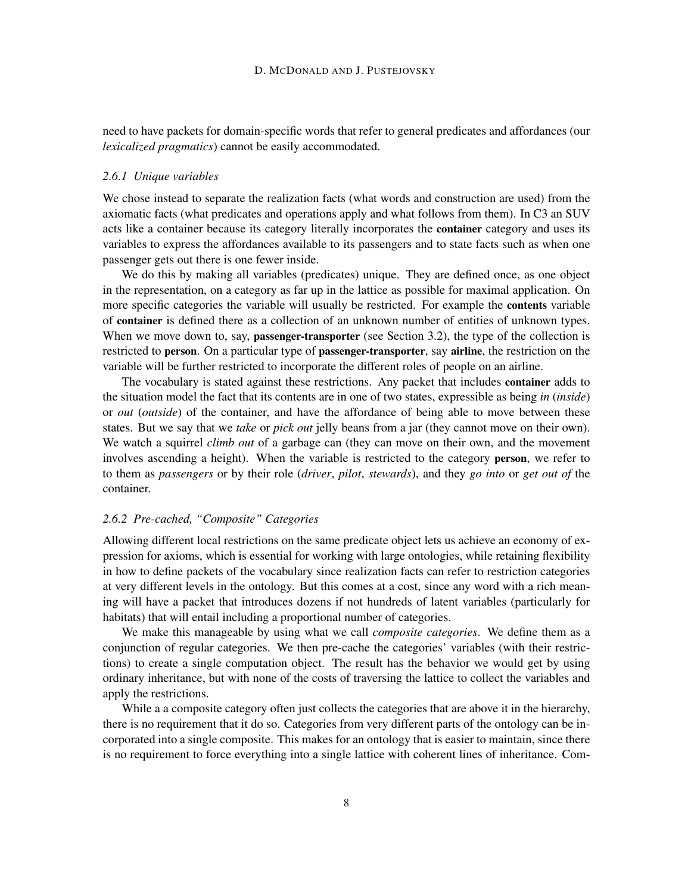need to have packets for domain-specific words that refer to general predicates and affordances (our *lexicalized pragmatics*) cannot be easily accommodated.

### 2.6.1 Unique variables

We chose instead to separate the realization facts (what words and construction are used) from the axiomatic facts (what predicates and operations apply and what follows from them). In C3 an SUV acts like a container because its category literally incorporates the **container** category and uses its variables to express the affordances available to its passengers and to state facts such as when one passenger gets out there is one fewer inside.

We do this by making all variables (predicates) unique. They are defined once, as one object in the representation, on a category as far up in the lattice as possible for maximal application. On more specific categories the variable will usually be restricted. For example the **contents** variable of **container** is defined there as a collection of an unknown number of entities of unknown types. When we move down to, say, **passenger-transporter** (see Section 3.2), the type of the collection is restricted to **person**. On a particular type of **passenger-transporter**, say **airline**, the restriction on the variable will be further restricted to incorporate the different roles of people on an airline.

The vocabulary is stated against these restrictions. Any packet that includes **container** adds to the situation model the fact that its contents are in one of two states, expressible as being *in* (*inside*) or *out* (*outside*) of the container, and have the affordance of being able to move between these states. But we say that we *take* or *pick out* jelly beans from a jar (they cannot move on their own). We watch a squirrel *climb out* of a garbage can (they can move on their own, and the movement involves ascending a height). When the variable is restricted to the category **person**, we refer to to them as *passengers* or by their role (*driver*, *pilot*, *stewards*), and they *go into* or *get out of* the container.

### 2.6.2 Pre-cached, "Composite" Categories

Allowing different local restrictions on the same predicate object lets us achieve an economy of expression for axioms, which is essential for working with large ontologies, while retaining flexibility in how to define packets of the vocabulary since realization facts can refer to restriction categories at very different levels in the ontology. But this comes at a cost, since any word with a rich meaning will have a packet that introduces dozens if not hundreds of latent variables (particularly for habitats) that will entail including a proportional number of categories.

We make this manageable by using what we call *composite categories*. We define them as a conjunction of regular categories. We then pre-cache the categories' variables (with their restrictions) to create a single computation object. The result has the behavior we would get by using ordinary inheritance, but with none of the costs of traversing the lattice to collect the variables and apply the restrictions.

While a a composite category often just collects the categories that are above it in the hierarchy, there is no requirement that it do so. Categories from very different parts of the ontology can be incorporated into a single composite. This makes for an ontology that is easier to maintain, since there is no requirement to force everything into a single lattice with coherent lines of inheritance. Com-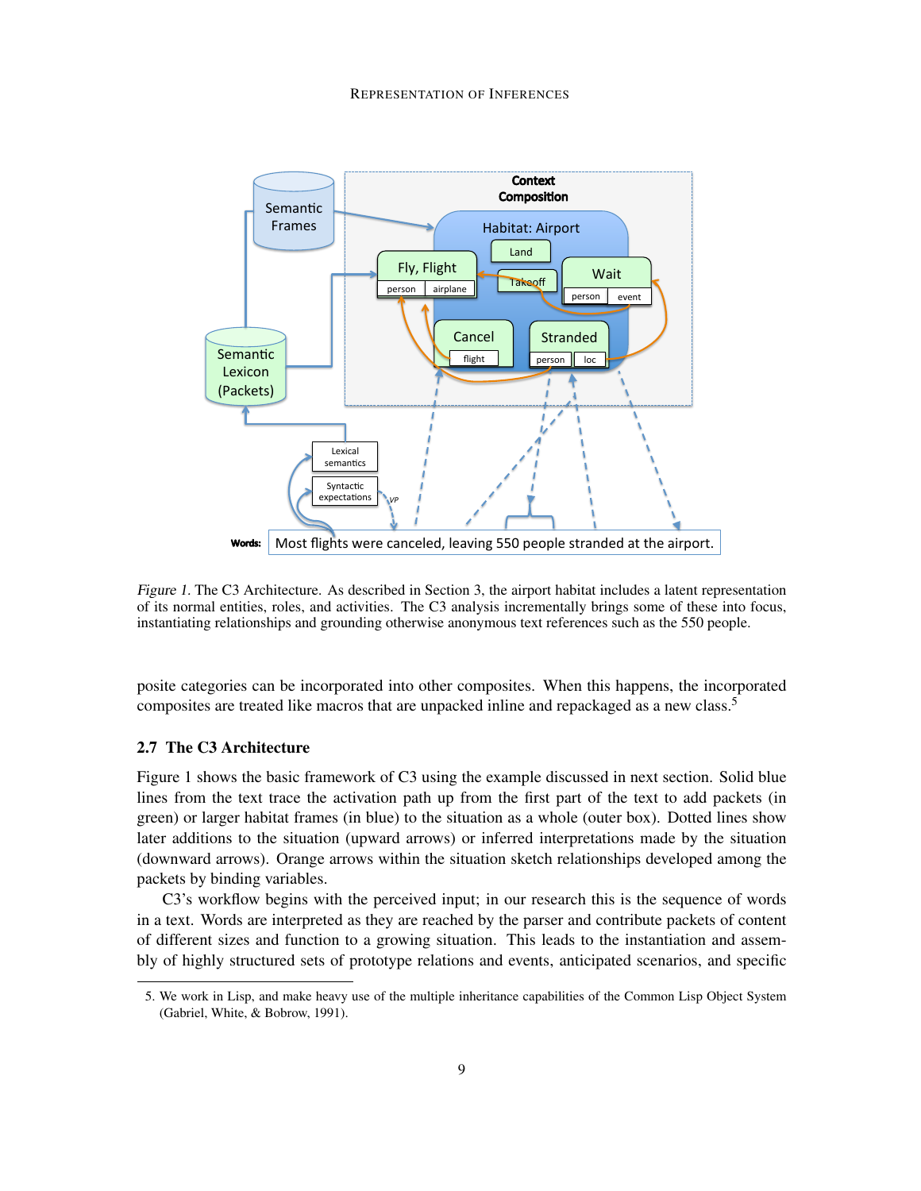*Figure 1*. The C3 Architecture. As described in Section 3, the airport habitat includes a latent representation of its normal entities, roles, and activities. The C3 analysis incrementally brings some of these into focus, instantiating relationships and grounding otherwise anonymous text references such as the 550 people.

posite categories can be incorporated into other composites. When this happens, the incorporated composites are treated like macros that are unpacked inline and repackaged as a new class.[5]

## 2.7 The C3 Architecture

Figure 1 shows the basic framework of C3 using the example discussed in next section. Solid blue lines from the text trace the activation path up from the first part of the text to add packets (in green) or larger habitat frames (in blue) to the situation as a whole (outer box). Dotted lines show later additions to the situation (upward arrows) or inferred interpretations made by the situation (downward arrows). Orange arrows within the situation sketch relationships developed among the packets by binding variables.

C3's workflow begins with the perceived input; in our research this is the sequence of words in a text. Words are interpreted as they are reached by the parser and contribute packets of content of different sizes and function to a growing situation. This leads to the instantiation and assembly of highly structured sets of prototype relations and events, anticipated scenarios, and specific

5. We work in Lisp, and make heavy use of the multiple inheritance capabilities of the Common Lisp Object System (Gabriel, White, & Bobrow, 1991).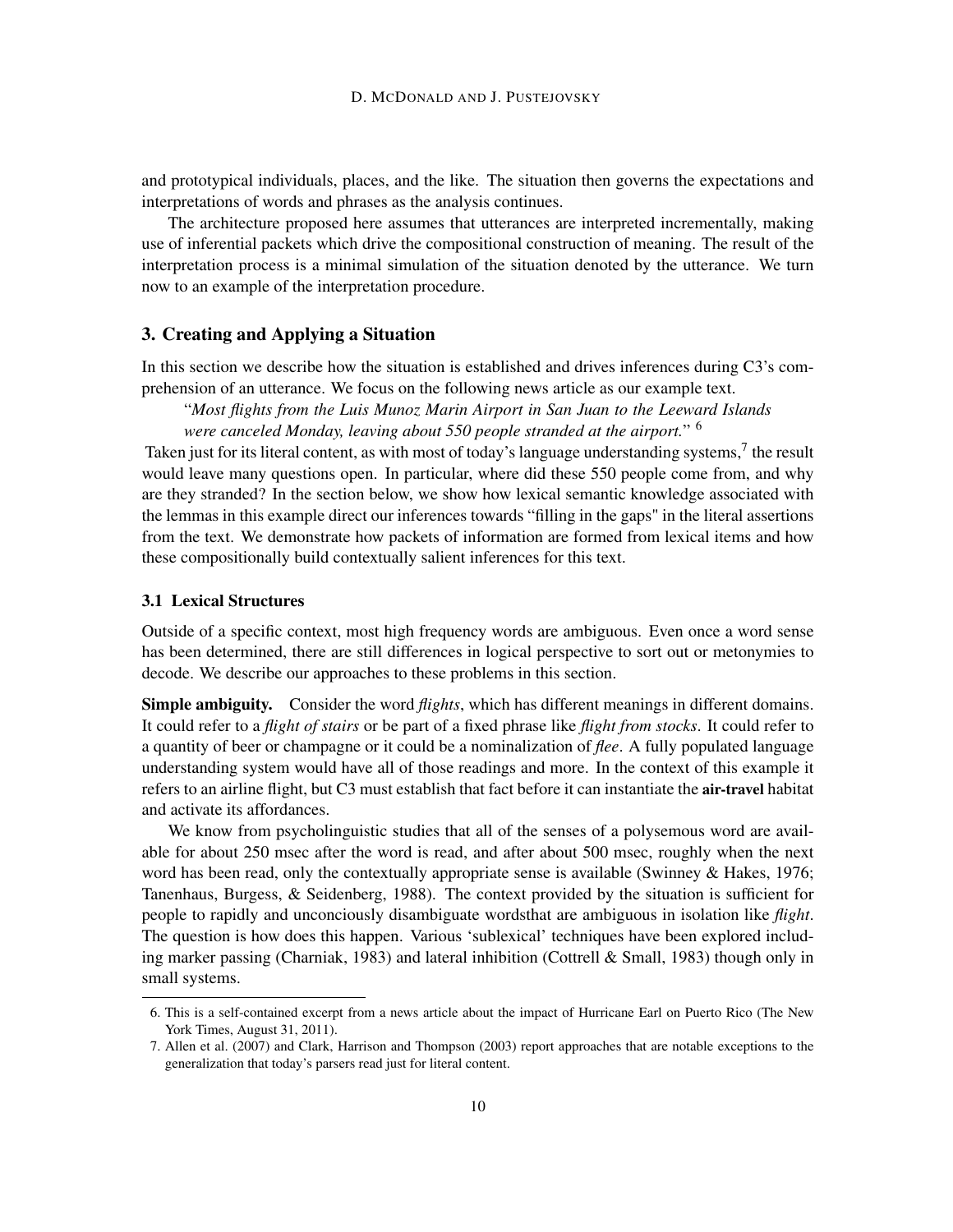and prototypical individuals, places, and the like. The situation then governs the expectations and interpretations of words and phrases as the analysis continues.

The architecture proposed here assumes that utterances are interpreted incrementally, making use of inferential packets which drive the compositional construction of meaning. The result of the interpretation process is a minimal simulation of the situation denoted by the utterance. We turn now to an example of the interpretation procedure.

## 3. Creating and Applying a Situation

In this section we describe how the situation is established and drives inferences during C3's comprehension of an utterance. We focus on the following news article as our example text.

"*Most flights from the Luis Munoz Marin Airport in San Juan to the Leeward Islands were canceled Monday, leaving about 550 people stranded at the airport.*" [6]

Taken just for its literal content, as with most of today's language understanding systems,[7] the result would leave many questions open. In particular, where did these 550 people come from, and why are they stranded? In the section below, we show how lexical semantic knowledge associated with the lemmas in this example direct our inferences towards "filling in the gaps" in the literal assertions from the text. We demonstrate how packets of information are formed from lexical items and how these compositionally build contextually salient inferences for this text.

### 3.1 Lexical Structures

Outside of a specific context, most high frequency words are ambiguous. Even once a word sense has been determined, there are still differences in logical perspective to sort out or metonymies to decode. We describe our approaches to these problems in this section.

**Simple ambiguity.** Consider the word *flights*, which has different meanings in different domains. It could refer to a *flight of stairs* or be part of a fixed phrase like *flight from stocks*. It could refer to a quantity of beer or champagne or it could be a nominalization of *flee*. A fully populated language understanding system would have all of those readings and more. In the context of this example it refers to an airline flight, but C3 must establish that fact before it can instantiate the **air-travel** habitat and activate its affordances.

We know from psycholinguistic studies that all of the senses of a polysemous word are available for about 250 msec after the word is read, and after about 500 msec, roughly when the next word has been read, only the contextually appropriate sense is available (Swinney & Hakes, 1976; Tanenhaus, Burgess, & Seidenberg, 1988). The context provided by the situation is sufficient for people to rapidly and unconciously disambiguate wordsthat are ambiguous in isolation like *flight*. The question is how does this happen. Various 'sublexical' techniques have been explored including marker passing (Charniak, 1983) and lateral inhibition (Cottrell & Small, 1983) though only in small systems.

---

6. This is a self-contained excerpt from a news article about the impact of Hurricane Earl on Puerto Rico (The New York Times, August 31, 2011).

7. Allen et al. (2007) and Clark, Harrison and Thompson (2003) report approaches that are notable exceptions to the generalization that today's parsers read just for literal content.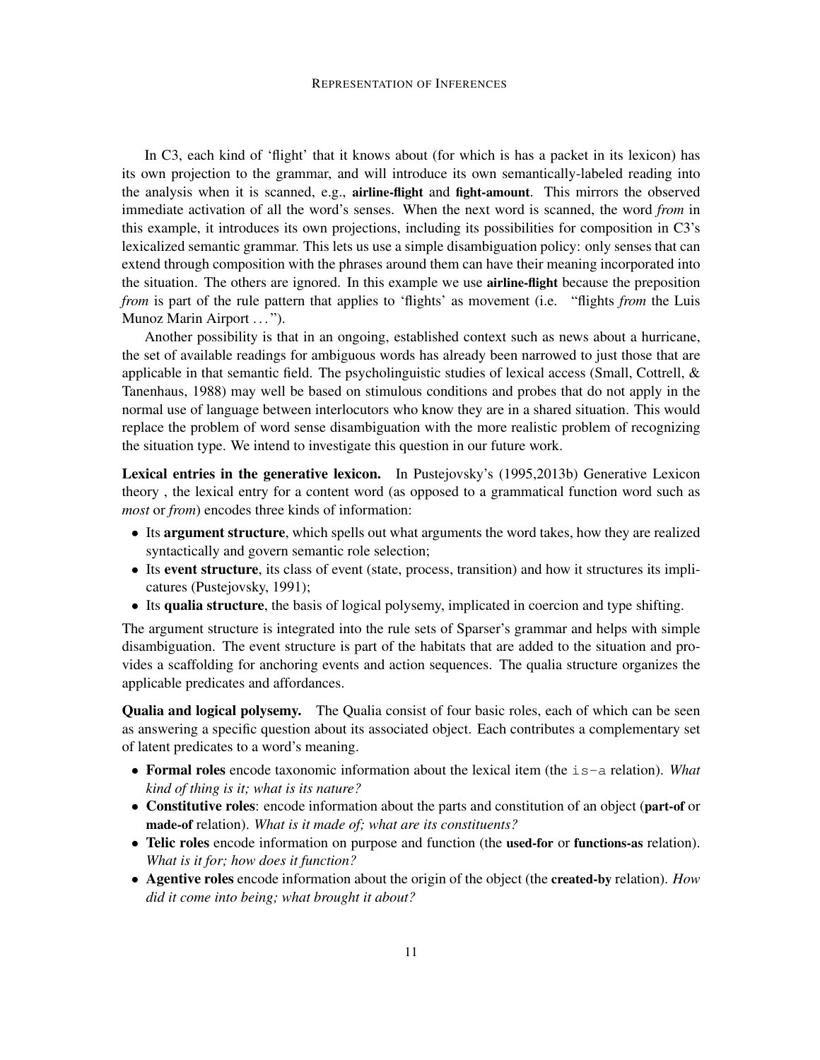In C3, each kind of 'flight' that it knows about (for which is has a packet in its lexicon) has its own projection to the grammar, and will introduce its own semantically-labeled reading into the analysis when it is scanned, e.g., **airline-flight** and **fight-amount**. This mirrors the observed immediate activation of all the word's senses. When the next word is scanned, the word *from* in this example, it introduces its own projections, including its possibilities for composition in C3's lexicalized semantic grammar. This lets us use a simple disambiguation policy: only senses that can extend through composition with the phrases around them can have their meaning incorporated into the situation. The others are ignored. In this example we use **airline-flight** because the preposition *from* is part of the rule pattern that applies to 'flights' as movement (i.e. "flights *from* the Luis Munoz Marin Airport . . . ").

Another possibility is that in an ongoing, established context such as news about a hurricane, the set of available readings for ambiguous words has already been narrowed to just those that are applicable in that semantic field. The psycholinguistic studies of lexical access (Small, Cottrell, & Tanenhaus, 1988) may well be based on stimulous conditions and probes that do not apply in the normal use of language between interlocutors who know they are in a shared situation. This would replace the problem of word sense disambiguation with the more realistic problem of recognizing the situation type. We intend to investigate this question in our future work.

**Lexical entries in the generative lexicon.** In Pustejovsky's (1995,2013b) Generative Lexicon theory , the lexical entry for a content word (as opposed to a grammatical function word such as *most* or *from*) encodes three kinds of information:

- Its **argument structure**, which spells out what arguments the word takes, how they are realized syntactically and govern semantic role selection;
- Its **event structure**, its class of event (state, process, transition) and how it structures its implicatures (Pustejovsky, 1991);
- Its **qualia structure**, the basis of logical polysemy, implicated in coercion and type shifting.

The argument structure is integrated into the rule sets of Sparser's grammar and helps with simple disambiguation. The event structure is part of the habitats that are added to the situation and provides a scaffolding for anchoring events and action sequences. The qualia structure organizes the applicable predicates and affordances.

**Qualia and logical polysemy.** The Qualia consist of four basic roles, each of which can be seen as answering a specific question about its associated object. Each contributes a complementary set of latent predicates to a word's meaning.

- **Formal roles** encode taxonomic information about the lexical item (the `is-a` relation). *What kind of thing is it; what is its nature?*
- **Constitutive roles**: encode information about the parts and constitution of an object (**part-of** or **made-of** relation). *What is it made of; what are its constituents?*
- **Telic roles** encode information on purpose and function (the **used-for** or **functions-as** relation). *What is it for; how does it function?*
- **Agentive roles** encode information about the origin of the object (the **created-by** relation). *How did it come into being; what brought it about?*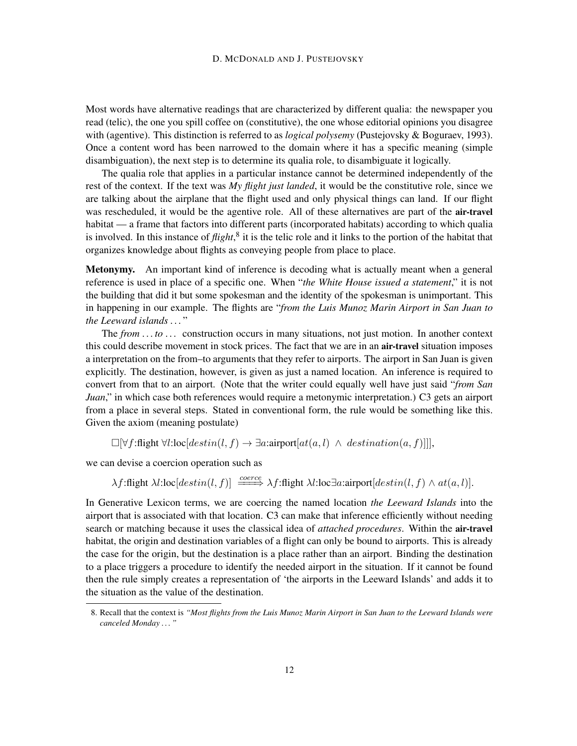Most words have alternative readings that are characterized by different qualia: the newspaper you read (telic), the one you spill coffee on (constitutive), the one whose editorial opinions you disagree with (agentive). This distinction is referred to as *logical polysemy* (Pustejovsky & Boguraev, 1993). Once a content word has been narrowed to the domain where it has a specific meaning (simple disambiguation), the next step is to determine its qualia role, to disambiguate it logically.

The qualia role that applies in a particular instance cannot be determined independently of the rest of the context. If the text was *My flight just landed*, it would be the constitutive role, since we are talking about the airplane that the flight used and only physical things can land. If our flight was rescheduled, it would be the agentive role. All of these alternatives are part of the **air-travel** habitat — a frame that factors into different parts (incorporated habitats) according to which qualia is involved. In this instance of *flight*,[8] it is the telic role and it links to the portion of the habitat that organizes knowledge about flights as conveying people from place to place.

**Metonymy.** An important kind of inference is decoding what is actually meant when a general reference is used in place of a specific one. When "*the White House issued a statement*," it is not the building that did it but some spokesman and the identity of the spokesman is unimportant. This in happening in our example. The flights are "*from the Luis Munoz Marin Airport in San Juan to the Leeward islands . . .*"

The *from . . . to . . .* construction occurs in many situations, not just motion. In another context this could describe movement in stock prices. The fact that we are in an **air-travel** situation imposes a interpretation on the from–to arguments that they refer to airports. The airport in San Juan is given explicitly. The destination, however, is given as just a named location. An inference is required to convert from that to an airport. (Note that the writer could equally well have just said "*from San Juan*," in which case both references would require a metonymic interpretation.) C3 gets an airport from a place in several steps. Stated in conventional form, the rule would be something like this. Given the axiom (meaning postulate)

$$\Box[\forall f\text{:flight}\ \forall l\text{:loc}[destin(l, f) \rightarrow \exists a\text{:airport}[at(a, l)\ \wedge\ destination(a, f)]]],$$

we can devise a coercion operation such as

$$\lambda f\text{:flight}\ \lambda l\text{:loc}[destin(l, f)] \xrightarrow{coerce} \lambda f\text{:flight}\ \lambda l\text{:loc}\exists a\text{:airport}[destin(l, f) \wedge at(a, l)].$$

In Generative Lexicon terms, we are coercing the named location *the Leeward Islands* into the airport that is associated with that location. C3 can make that inference efficiently without needing search or matching because it uses the classical idea of *attached procedures*. Within the **air-travel** habitat, the origin and destination variables of a flight can only be bound to airports. This is already the case for the origin, but the destination is a place rather than an airport. Binding the destination to a place triggers a procedure to identify the needed airport in the situation. If it cannot be found then the rule simply creates a representation of 'the airports in the Leeward Islands' and adds it to the situation as the value of the destination.

8. Recall that the context is *"Most flights from the Luis Munoz Marin Airport in San Juan to the Leeward Islands were canceled Monday . . . "*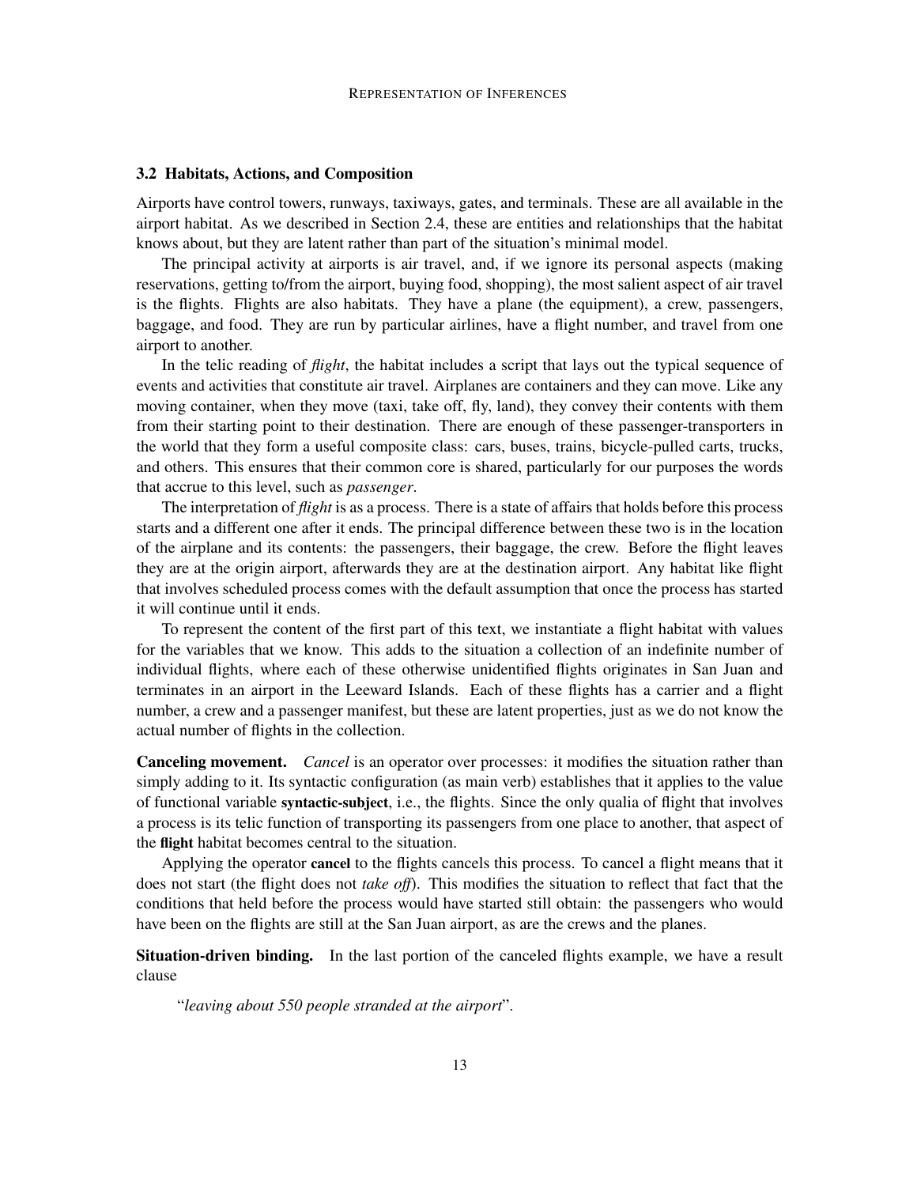### 3.2 Habitats, Actions, and Composition

Airports have control towers, runways, taxiways, gates, and terminals. These are all available in the airport habitat. As we described in Section 2.4, these are entities and relationships that the habitat knows about, but they are latent rather than part of the situation's minimal model.

The principal activity at airports is air travel, and, if we ignore its personal aspects (making reservations, getting to/from the airport, buying food, shopping), the most salient aspect of air travel is the flights. Flights are also habitats. They have a plane (the equipment), a crew, passengers, baggage, and food. They are run by particular airlines, have a flight number, and travel from one airport to another.

In the telic reading of *flight*, the habitat includes a script that lays out the typical sequence of events and activities that constitute air travel. Airplanes are containers and they can move. Like any moving container, when they move (taxi, take off, fly, land), they convey their contents with them from their starting point to their destination. There are enough of these passenger-transporters in the world that they form a useful composite class: cars, buses, trains, bicycle-pulled carts, trucks, and others. This ensures that their common core is shared, particularly for our purposes the words that accrue to this level, such as *passenger*.

The interpretation of *flight* is as a process. There is a state of affairs that holds before this process starts and a different one after it ends. The principal difference between these two is in the location of the airplane and its contents: the passengers, their baggage, the crew. Before the flight leaves they are at the origin airport, afterwards they are at the destination airport. Any habitat like flight that involves scheduled process comes with the default assumption that once the process has started it will continue until it ends.

To represent the content of the first part of this text, we instantiate a flight habitat with values for the variables that we know. This adds to the situation a collection of an indefinite number of individual flights, where each of these otherwise unidentified flights originates in San Juan and terminates in an airport in the Leeward Islands. Each of these flights has a carrier and a flight number, a crew and a passenger manifest, but these are latent properties, just as we do not know the actual number of flights in the collection.

**Canceling movement.** *Cancel* is an operator over processes: it modifies the situation rather than simply adding to it. Its syntactic configuration (as main verb) establishes that it applies to the value of functional variable **syntactic-subject**, i.e., the flights. Since the only qualia of flight that involves a process is its telic function of transporting its passengers from one place to another, that aspect of the **flight** habitat becomes central to the situation.

Applying the operator **cancel** to the flights cancels this process. To cancel a flight means that it does not start (the flight does not *take off*). This modifies the situation to reflect that fact that the conditions that held before the process would have started still obtain: the passengers who would have been on the flights are still at the San Juan airport, as are the crews and the planes.

**Situation-driven binding.** In the last portion of the canceled flights example, we have a result clause

> "*leaving about 550 people stranded at the airport*".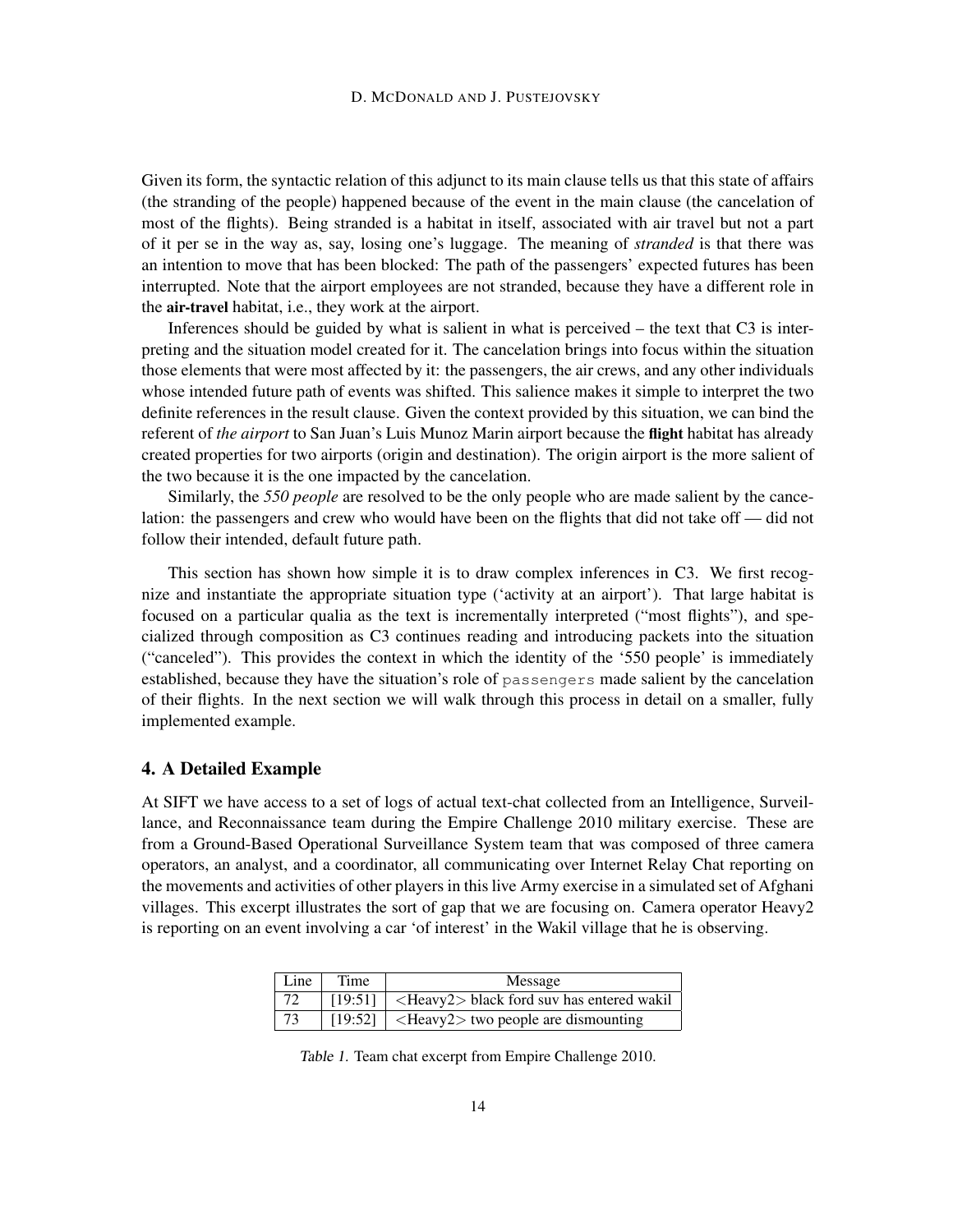Given its form, the syntactic relation of this adjunct to its main clause tells us that this state of affairs (the stranding of the people) happened because of the event in the main clause (the cancelation of most of the flights). Being stranded is a habitat in itself, associated with air travel but not a part of it per se in the way as, say, losing one's luggage. The meaning of *stranded* is that there was an intention to move that has been blocked: The path of the passengers' expected futures has been interrupted. Note that the airport employees are not stranded, because they have a different role in the **air-travel** habitat, i.e., they work at the airport.

Inferences should be guided by what is salient in what is perceived – the text that C3 is interpreting and the situation model created for it. The cancelation brings into focus within the situation those elements that were most affected by it: the passengers, the air crews, and any other individuals whose intended future path of events was shifted. This salience makes it simple to interpret the two definite references in the result clause. Given the context provided by this situation, we can bind the referent of *the airport* to San Juan's Luis Munoz Marin airport because the **flight** habitat has already created properties for two airports (origin and destination). The origin airport is the more salient of the two because it is the one impacted by the cancelation.

Similarly, the *550 people* are resolved to be the only people who are made salient by the cancelation: the passengers and crew who would have been on the flights that did not take off — did not follow their intended, default future path.

This section has shown how simple it is to draw complex inferences in C3. We first recognize and instantiate the appropriate situation type ('activity at an airport'). That large habitat is focused on a particular qualia as the text is incrementally interpreted ("most flights"), and specialized through composition as C3 continues reading and introducing packets into the situation ("canceled"). This provides the context in which the identity of the '550 people' is immediately established, because they have the situation's role of `passengers` made salient by the cancelation of their flights. In the next section we will walk through this process in detail on a smaller, fully implemented example.

## 4. A Detailed Example

At SIFT we have access to a set of logs of actual text-chat collected from an Intelligence, Surveillance, and Reconnaissance team during the Empire Challenge 2010 military exercise. These are from a Ground-Based Operational Surveillance System team that was composed of three camera operators, an analyst, and a coordinator, all communicating over Internet Relay Chat reporting on the movements and activities of other players in this live Army exercise in a simulated set of Afghani villages. This excerpt illustrates the sort of gap that we are focusing on. Camera operator Heavy2 is reporting on an event involving a car 'of interest' in the Wakil village that he is observing.

| Line | Time | Message |
|---|---|---|
| 72 | [19:51] | <Heavy2> black ford suv has entered wakil |
| 73 | [19:52] | <Heavy2> two people are dismounting |

*Table 1.* Team chat excerpt from Empire Challenge 2010.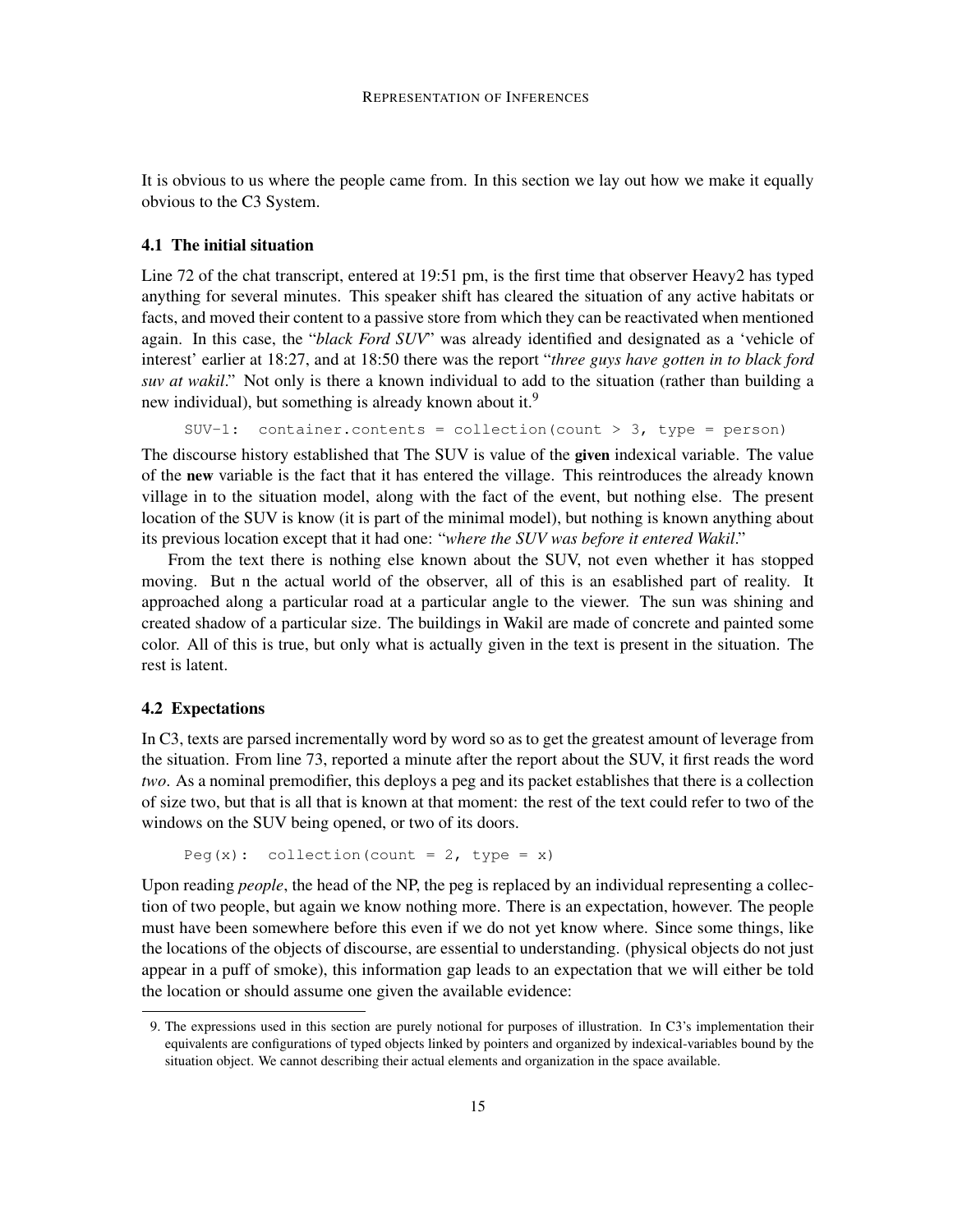It is obvious to us where the people came from. In this section we lay out how we make it equally obvious to the C3 System.

### 4.1 The initial situation

Line 72 of the chat transcript, entered at 19:51 pm, is the first time that observer Heavy2 has typed anything for several minutes. This speaker shift has cleared the situation of any active habitats or facts, and moved their content to a passive store from which they can be reactivated when mentioned again. In this case, the "*black Ford SUV*" was already identified and designated as a 'vehicle of interest' earlier at 18:27, and at 18:50 there was the report "*three guys have gotten in to black ford suv at wakil*." Not only is there a known individual to add to the situation (rather than building a new individual), but something is already known about it.[9]

```
SUV-1:  container.contents = collection(count > 3, type = person)
```

The discourse history established that The SUV is value of the **given** indexical variable. The value of the **new** variable is the fact that it has entered the village. This reintroduces the already known village in to the situation model, along with the fact of the event, but nothing else. The present location of the SUV is know (it is part of the minimal model), but nothing is known anything about its previous location except that it had one: "*where the SUV was before it entered Wakil*."

From the text there is nothing else known about the SUV, not even whether it has stopped moving. But n the actual world of the observer, all of this is an esablished part of reality. It approached along a particular road at a particular angle to the viewer. The sun was shining and created shadow of a particular size. The buildings in Wakil are made of concrete and painted some color. All of this is true, but only what is actually given in the text is present in the situation. The rest is latent.

### 4.2 Expectations

In C3, texts are parsed incrementally word by word so as to get the greatest amount of leverage from the situation. From line 73, reported a minute after the report about the SUV, it first reads the word *two*. As a nominal premodifier, this deploys a peg and its packet establishes that there is a collection of size two, but that is all that is known at that moment: the rest of the text could refer to two of the windows on the SUV being opened, or two of its doors.

```
Peg(x):  collection(count = 2, type = x)
```

Upon reading *people*, the head of the NP, the peg is replaced by an individual representing a collection of two people, but again we know nothing more. There is an expectation, however. The people must have been somewhere before this even if we do not yet know where. Since some things, like the locations of the objects of discourse, are essential to understanding. (physical objects do not just appear in a puff of smoke), this information gap leads to an expectation that we will either be told the location or should assume one given the available evidence:

9. The expressions used in this section are purely notional for purposes of illustration. In C3's implementation their equivalents are configurations of typed objects linked by pointers and organized by indexical-variables bound by the situation object. We cannot describing their actual elements and organization in the space available.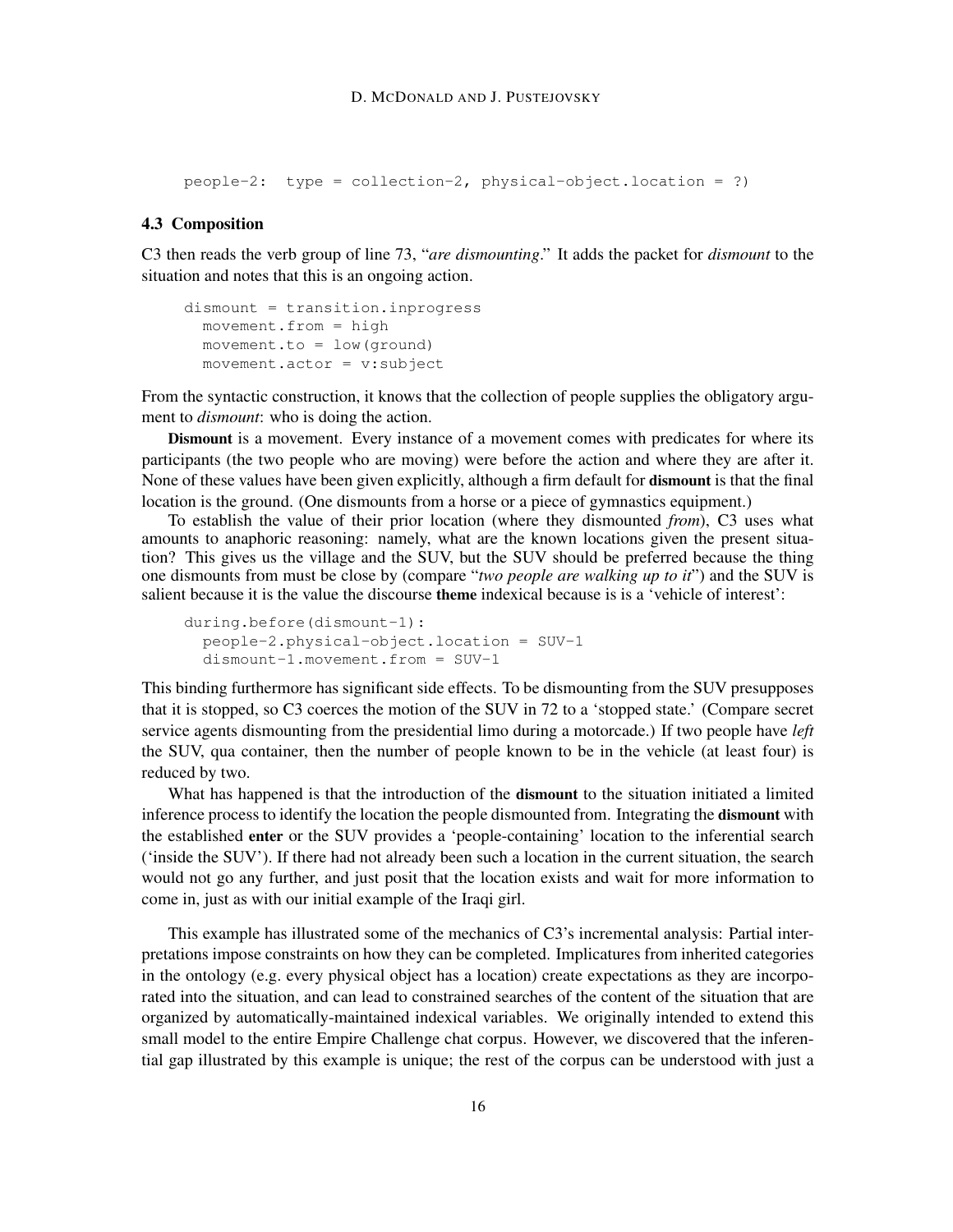```
people-2:  type = collection-2, physical-object.location = ?)
```

### 4.3 Composition

C3 then reads the verb group of line 73, "*are dismounting*." It adds the packet for *dismount* to the situation and notes that this is an ongoing action.

```
dismount = transition.inprogress
  movement.from = high
  movement.to = low(ground)
  movement.actor = v:subject
```

From the syntactic construction, it knows that the collection of people supplies the obligatory argument to *dismount*: who is doing the action.

**Dismount** is a movement. Every instance of a movement comes with predicates for where its participants (the two people who are moving) were before the action and where they are after it. None of these values have been given explicitly, although a firm default for **dismount** is that the final location is the ground. (One dismounts from a horse or a piece of gymnastics equipment.)

To establish the value of their prior location (where they dismounted *from*), C3 uses what amounts to anaphoric reasoning: namely, what are the known locations given the present situation? This gives us the village and the SUV, but the SUV should be preferred because the thing one dismounts from must be close by (compare "*two people are walking up to it*") and the SUV is salient because it is the value the discourse **theme** indexical because is is a 'vehicle of interest':

```
during.before(dismount-1):
  people-2.physical-object.location = SUV-1
  dismount-1.movement.from = SUV-1
```

This binding furthermore has significant side effects. To be dismounting from the SUV presupposes that it is stopped, so C3 coerces the motion of the SUV in 72 to a 'stopped state.' (Compare secret service agents dismounting from the presidential limo during a motorcade.) If two people have *left* the SUV, qua container, then the number of people known to be in the vehicle (at least four) is reduced by two.

What has happened is that the introduction of the **dismount** to the situation initiated a limited inference process to identify the location the people dismounted from. Integrating the **dismount** with the established **enter** or the SUV provides a 'people-containing' location to the inferential search ('inside the SUV'). If there had not already been such a location in the current situation, the search would not go any further, and just posit that the location exists and wait for more information to come in, just as with our initial example of the Iraqi girl.

This example has illustrated some of the mechanics of C3's incremental analysis: Partial interpretations impose constraints on how they can be completed. Implicatures from inherited categories in the ontology (e.g. every physical object has a location) create expectations as they are incorporated into the situation, and can lead to constrained searches of the content of the situation that are organized by automatically-maintained indexical variables. We originally intended to extend this small model to the entire Empire Challenge chat corpus. However, we discovered that the inferential gap illustrated by this example is unique; the rest of the corpus can be understood with just a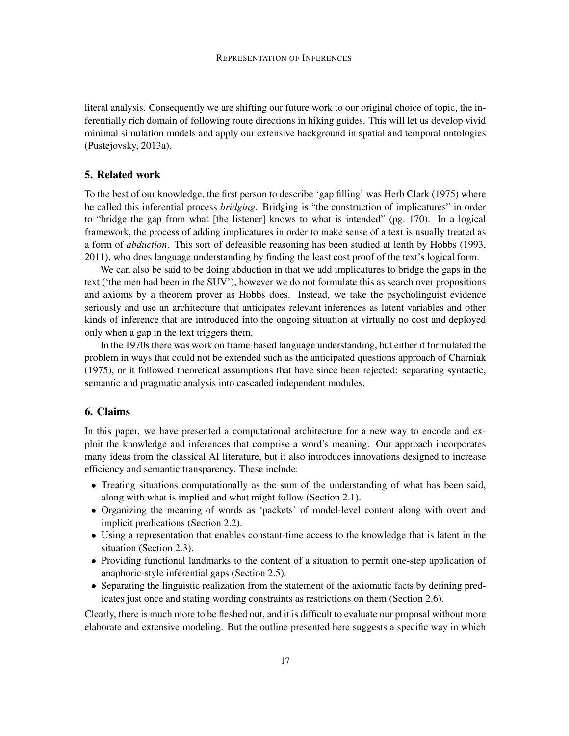literal analysis. Consequently we are shifting our future work to our original choice of topic, the inferentially rich domain of following route directions in hiking guides. This will let us develop vivid minimal simulation models and apply our extensive background in spatial and temporal ontologies (Pustejovsky, 2013a).

## 5. Related work

To the best of our knowledge, the first person to describe 'gap filling' was Herb Clark (1975) where he called this inferential process *bridging*. Bridging is "the construction of implicatures" in order to "bridge the gap from what [the listener] knows to what is intended" (pg. 170). In a logical framework, the process of adding implicatures in order to make sense of a text is usually treated as a form of *abduction*. This sort of defeasible reasoning has been studied at lenth by Hobbs (1993, 2011), who does language understanding by finding the least cost proof of the text's logical form.

We can also be said to be doing abduction in that we add implicatures to bridge the gaps in the text ('the men had been in the SUV'), however we do not formulate this as search over propositions and axioms by a theorem prover as Hobbs does. Instead, we take the psycholinguist evidence seriously and use an architecture that anticipates relevant inferences as latent variables and other kinds of inference that are introduced into the ongoing situation at virtually no cost and deployed only when a gap in the text triggers them.

In the 1970s there was work on frame-based language understanding, but either it formulated the problem in ways that could not be extended such as the anticipated questions approach of Charniak (1975), or it followed theoretical assumptions that have since been rejected: separating syntactic, semantic and pragmatic analysis into cascaded independent modules.

## 6. Claims

In this paper, we have presented a computational architecture for a new way to encode and exploit the knowledge and inferences that comprise a word's meaning. Our approach incorporates many ideas from the classical AI literature, but it also introduces innovations designed to increase efficiency and semantic transparency. These include:

- Treating situations computationally as the sum of the understanding of what has been said, along with what is implied and what might follow (Section 2.1).
- Organizing the meaning of words as 'packets' of model-level content along with overt and implicit predications (Section 2.2).
- Using a representation that enables constant-time access to the knowledge that is latent in the situation (Section 2.3).
- Providing functional landmarks to the content of a situation to permit one-step application of anaphoric-style inferential gaps (Section 2.5).
- Separating the linguistic realization from the statement of the axiomatic facts by defining predicates just once and stating wording constraints as restrictions on them (Section 2.6).

Clearly, there is much more to be fleshed out, and it is difficult to evaluate our proposal without more elaborate and extensive modeling. But the outline presented here suggests a specific way in which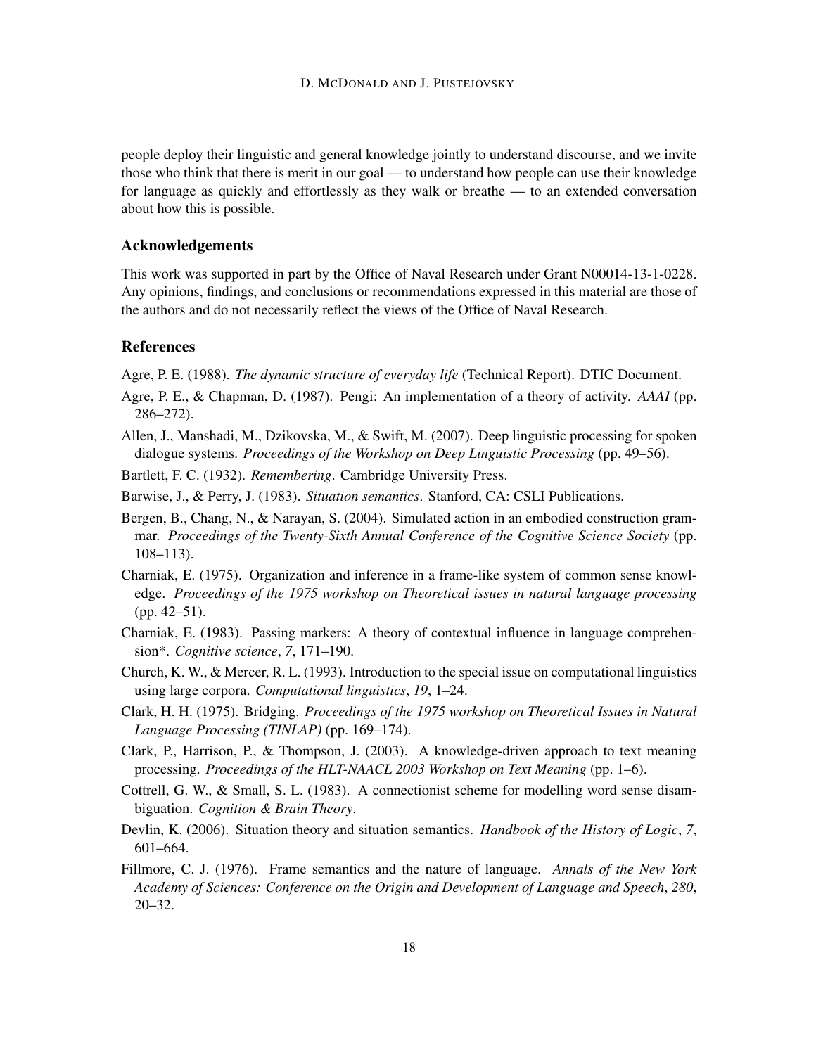people deploy their linguistic and general knowledge jointly to understand discourse, and we invite those who think that there is merit in our goal — to understand how people can use their knowledge for language as quickly and effortlessly as they walk or breathe — to an extended conversation about how this is possible.

## Acknowledgements

This work was supported in part by the Office of Naval Research under Grant N00014-13-1-0228. Any opinions, findings, and conclusions or recommendations expressed in this material are those of the authors and do not necessarily reflect the views of the Office of Naval Research.

## References

Agre, P. E. (1988). *The dynamic structure of everyday life* (Technical Report). DTIC Document.

Agre, P. E., & Chapman, D. (1987). Pengi: An implementation of a theory of activity. *AAAI* (pp. 286–272).

Allen, J., Manshadi, M., Dzikovska, M., & Swift, M. (2007). Deep linguistic processing for spoken dialogue systems. *Proceedings of the Workshop on Deep Linguistic Processing* (pp. 49–56).

Bartlett, F. C. (1932). *Remembering*. Cambridge University Press.

Barwise, J., & Perry, J. (1983). *Situation semantics*. Stanford, CA: CSLI Publications.

Bergen, B., Chang, N., & Narayan, S. (2004). Simulated action in an embodied construction grammar. *Proceedings of the Twenty-Sixth Annual Conference of the Cognitive Science Society* (pp. 108–113).

Charniak, E. (1975). Organization and inference in a frame-like system of common sense knowledge. *Proceedings of the 1975 workshop on Theoretical issues in natural language processing* (pp. 42–51).

Charniak, E. (1983). Passing markers: A theory of contextual influence in language comprehension*. *Cognitive science*, *7*, 171–190.

Church, K. W., & Mercer, R. L. (1993). Introduction to the special issue on computational linguistics using large corpora. *Computational linguistics*, *19*, 1–24.

Clark, H. H. (1975). Bridging. *Proceedings of the 1975 workshop on Theoretical Issues in Natural Language Processing (TINLAP)* (pp. 169–174).

Clark, P., Harrison, P., & Thompson, J. (2003). A knowledge-driven approach to text meaning processing. *Proceedings of the HLT-NAACL 2003 Workshop on Text Meaning* (pp. 1–6).

Cottrell, G. W., & Small, S. L. (1983). A connectionist scheme for modelling word sense disambiguation. *Cognition & Brain Theory*.

Devlin, K. (2006). Situation theory and situation semantics. *Handbook of the History of Logic*, *7*, 601–664.

Fillmore, C. J. (1976). Frame semantics and the nature of language. *Annals of the New York Academy of Sciences: Conference on the Origin and Development of Language and Speech*, *280*, 20–32.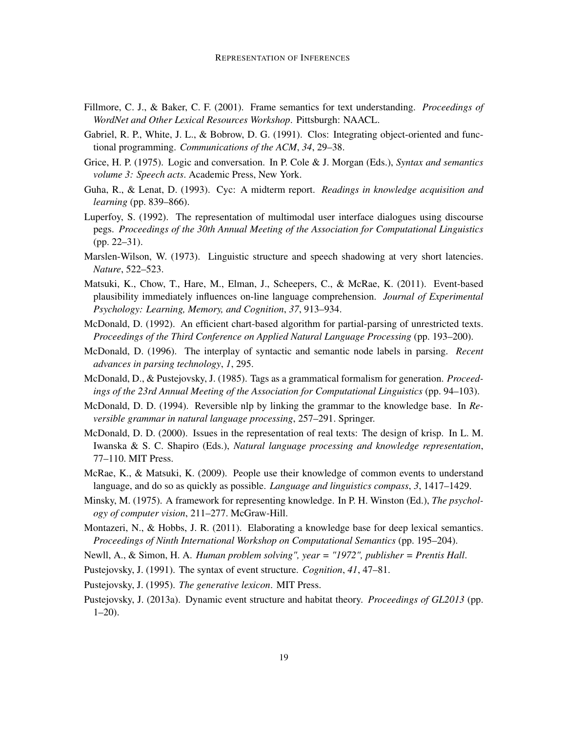Fillmore, C. J., & Baker, C. F. (2001). Frame semantics for text understanding. *Proceedings of WordNet and Other Lexical Resources Workshop*. Pittsburgh: NAACL.

Gabriel, R. P., White, J. L., & Bobrow, D. G. (1991). Clos: Integrating object-oriented and functional programming. *Communications of the ACM*, *34*, 29–38.

Grice, H. P. (1975). Logic and conversation. In P. Cole & J. Morgan (Eds.), *Syntax and semantics volume 3: Speech acts*. Academic Press, New York.

Guha, R., & Lenat, D. (1993). Cyc: A midterm report. *Readings in knowledge acquisition and learning* (pp. 839–866).

Luperfoy, S. (1992). The representation of multimodal user interface dialogues using discourse pegs. *Proceedings of the 30th Annual Meeting of the Association for Computational Linguistics* (pp. 22–31).

Marslen-Wilson, W. (1973). Linguistic structure and speech shadowing at very short latencies. *Nature*, 522–523.

Matsuki, K., Chow, T., Hare, M., Elman, J., Scheepers, C., & McRae, K. (2011). Event-based plausibility immediately influences on-line language comprehension. *Journal of Experimental Psychology: Learning, Memory, and Cognition*, *37*, 913–934.

McDonald, D. (1992). An efficient chart-based algorithm for partial-parsing of unrestricted texts. *Proceedings of the Third Conference on Applied Natural Language Processing* (pp. 193–200).

McDonald, D. (1996). The interplay of syntactic and semantic node labels in parsing. *Recent advances in parsing technology*, *1*, 295.

McDonald, D., & Pustejovsky, J. (1985). Tags as a grammatical formalism for generation. *Proceedings of the 23rd Annual Meeting of the Association for Computational Linguistics* (pp. 94–103).

McDonald, D. D. (1994). Reversible nlp by linking the grammar to the knowledge base. In *Reversible grammar in natural language processing*, 257–291. Springer.

McDonald, D. D. (2000). Issues in the representation of real texts: The design of krisp. In L. M. Iwanska & S. C. Shapiro (Eds.), *Natural language processing and knowledge representation*, 77–110. MIT Press.

McRae, K., & Matsuki, K. (2009). People use their knowledge of common events to understand language, and do so as quickly as possible. *Language and linguistics compass*, *3*, 1417–1429.

Minsky, M. (1975). A framework for representing knowledge. In P. H. Winston (Ed.), *The psychology of computer vision*, 211–277. McGraw-Hill.

Montazeri, N., & Hobbs, J. R. (2011). Elaborating a knowledge base for deep lexical semantics. *Proceedings of Ninth International Workshop on Computational Semantics* (pp. 195–204).

Newll, A., & Simon, H. A. *Human problem solving", year = "1972", publisher = Prentis Hall*.

Pustejovsky, J. (1991). The syntax of event structure. *Cognition*, *41*, 47–81.

Pustejovsky, J. (1995). *The generative lexicon*. MIT Press.

Pustejovsky, J. (2013a). Dynamic event structure and habitat theory. *Proceedings of GL2013* (pp. 1–20).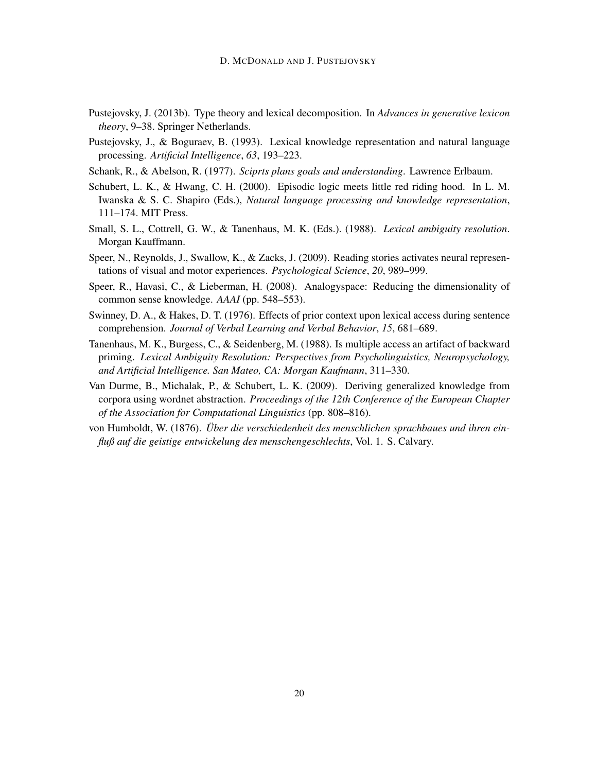Pustejovsky, J. (2013b). Type theory and lexical decomposition. In *Advances in generative lexicon theory*, 9–38. Springer Netherlands.

Pustejovsky, J., & Boguraev, B. (1993). Lexical knowledge representation and natural language processing. *Artificial Intelligence*, *63*, 193–223.

Schank, R., & Abelson, R. (1977). *Sciprts plans goals and understanding*. Lawrence Erlbaum.

Schubert, L. K., & Hwang, C. H. (2000). Episodic logic meets little red riding hood. In L. M. Iwanska & S. C. Shapiro (Eds.), *Natural language processing and knowledge representation*, 111–174. MIT Press.

Small, S. L., Cottrell, G. W., & Tanenhaus, M. K. (Eds.). (1988). *Lexical ambiguity resolution*. Morgan Kauffmann.

Speer, N., Reynolds, J., Swallow, K., & Zacks, J. (2009). Reading stories activates neural representations of visual and motor experiences. *Psychological Science*, *20*, 989–999.

Speer, R., Havasi, C., & Lieberman, H. (2008). Analogyspace: Reducing the dimensionality of common sense knowledge. *AAAI* (pp. 548–553).

Swinney, D. A., & Hakes, D. T. (1976). Effects of prior context upon lexical access during sentence comprehension. *Journal of Verbal Learning and Verbal Behavior*, *15*, 681–689.

Tanenhaus, M. K., Burgess, C., & Seidenberg, M. (1988). Is multiple access an artifact of backward priming. *Lexical Ambiguity Resolution: Perspectives from Psycholinguistics, Neuropsychology, and Artificial Intelligence. San Mateo, CA: Morgan Kaufmann*, 311–330.

Van Durme, B., Michalak, P., & Schubert, L. K. (2009). Deriving generalized knowledge from corpora using wordnet abstraction. *Proceedings of the 12th Conference of the European Chapter of the Association for Computational Linguistics* (pp. 808–816).

von Humboldt, W. (1876). *Über die verschiedenheit des menschlichen sprachbaues und ihren einfluß auf die geistige entwickelung des menschengeschlechts*, Vol. 1. S. Calvary.